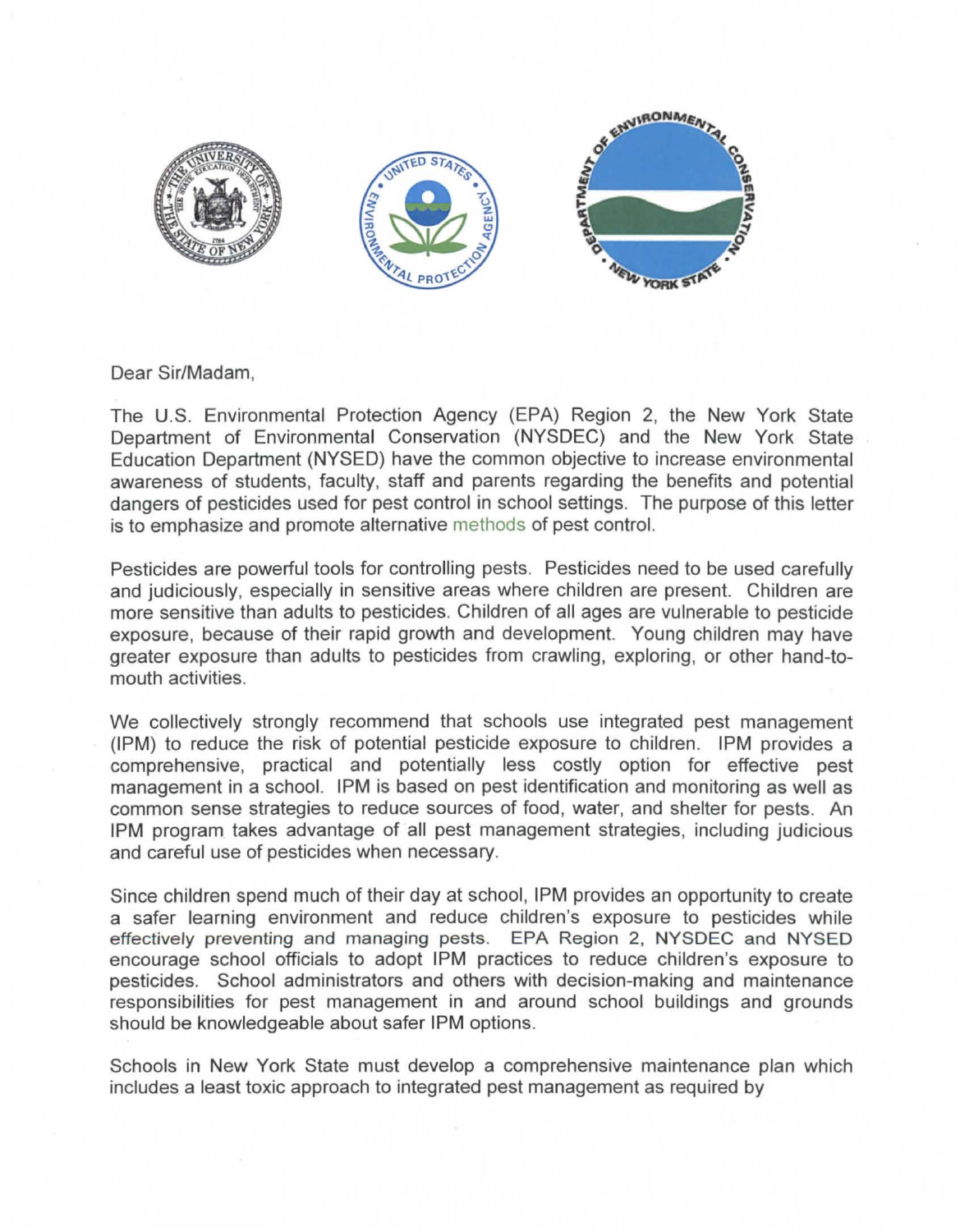Dear Sir/Madam,

The U.S. Environmental Protection Agency (EPA) Region 2, the New York State Department of Environmental Conservation (NYSDEC) and the New York State Education Department (NYSED) have the common objective to increase environmental awareness of students, faculty, staff and parents regarding the benefits and potential dangers of pesticides used for pest control in school settings. The purpose of this letter is to emphasize and promote alternative methods of pest control.

Pesticides are powerful tools for controlling pests. Pesticides need to be used carefully and judiciously, especially in sensitive areas where children are present. Children are more sensitive than adults to pesticides. Children of all ages are vulnerable to pesticide exposure, because of their rapid growth and development. Young children may have greater exposure than adults to pesticides from crawling, exploring, or other hand-to-mouth activities.

We collectively strongly recommend that schools use integrated pest management (IPM) to reduce the risk of potential pesticide exposure to children. IPM provides a comprehensive, practical and potentially less costly option for effective pest management in a school. IPM is based on pest identification and monitoring as well as common sense strategies to reduce sources of food, water, and shelter for pests. An IPM program takes advantage of all pest management strategies, including judicious and careful use of pesticides when necessary.

Since children spend much of their day at school, IPM provides an opportunity to create a safer learning environment and reduce children's exposure to pesticides while effectively preventing and managing pests. EPA Region 2, NYSDEC and NYSED encourage school officials to adopt IPM practices to reduce children's exposure to pesticides. School administrators and others with decision-making and maintenance responsibilities for pest management in and around school buildings and grounds should be knowledgeable about safer IPM options.

Schools in New York State must develop a comprehensive maintenance plan which includes a least toxic approach to integrated pest management as required by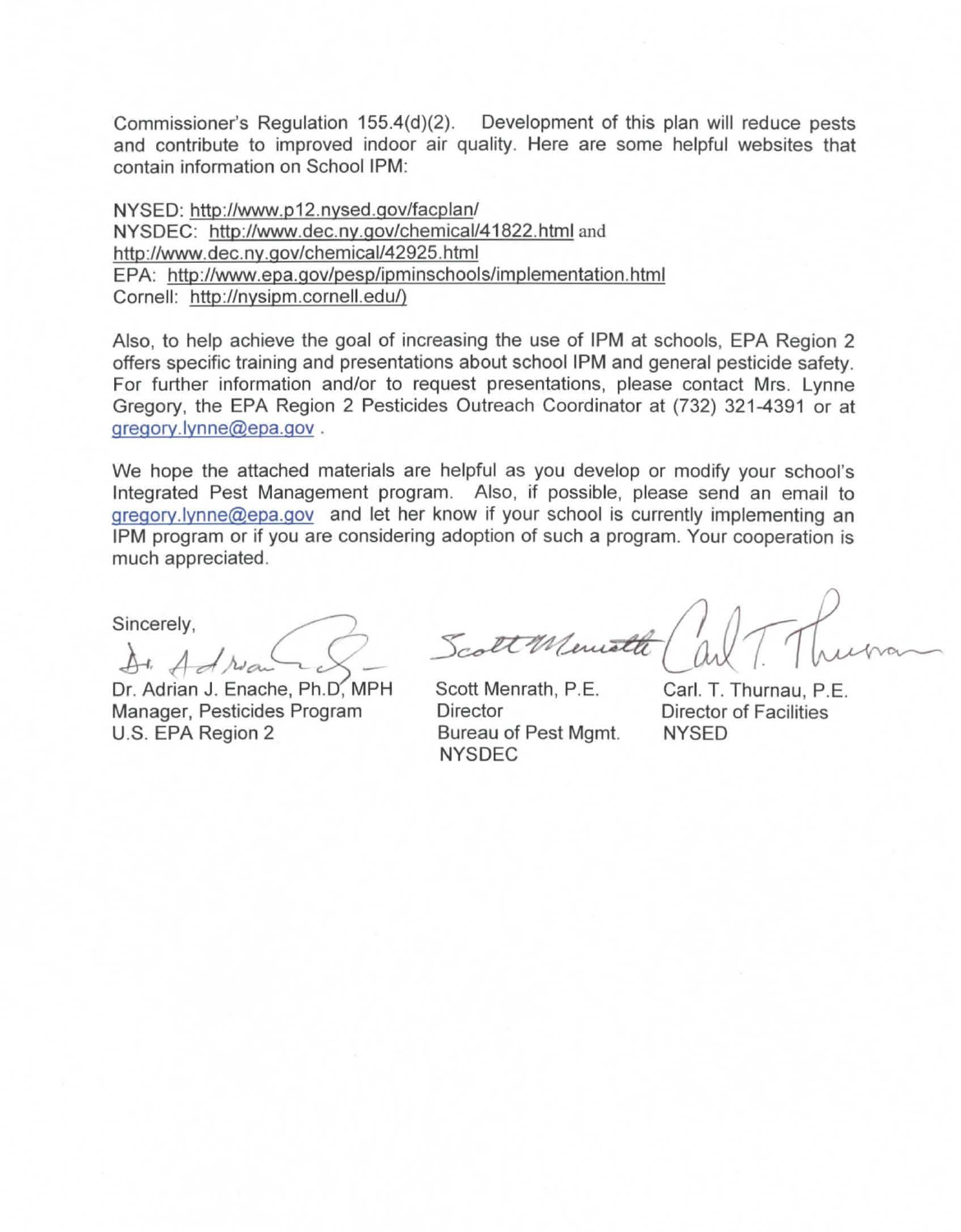Commissioner's Regulation 155.4(d)(2). Development of this plan will reduce pests and contribute to improved indoor air quality. Here are some helpful websites that contain information on School IPM:

NYSED: http://www.p12.nysed.gov/facplan/
NYSDEC: http://www.dec.ny.gov/chemical/41822.html and http://www.dec.ny.gov/chemical/42925.html
EPA: http://www.epa.gov/pesp/ipminschools/implementation.html
Cornell: http://nysipm.cornell.edu/)

Also, to help achieve the goal of increasing the use of IPM at schools, EPA Region 2 offers specific training and presentations about school IPM and general pesticide safety. For further information and/or to request presentations, please contact Mrs. Lynne Gregory, the EPA Region 2 Pesticides Outreach Coordinator at (732) 321-4391 or at gregory.lynne@epa.gov .

We hope the attached materials are helpful as you develop or modify your school's Integrated Pest Management program. Also, if possible, please send an email to gregory.lynne@epa.gov and let her know if your school is currently implementing an IPM program or if you are considering adoption of such a program. Your cooperation is much appreciated.

Sincerely,

Dr. Adrian J. Enache, Ph.D, MPH
Manager, Pesticides Program
U.S. EPA Region 2

Scott Menrath, P.E.
Director
Bureau of Pest Mgmt.
NYSDEC

Carl. T. Thurnau, P.E.
Director of Facilities
NYSED